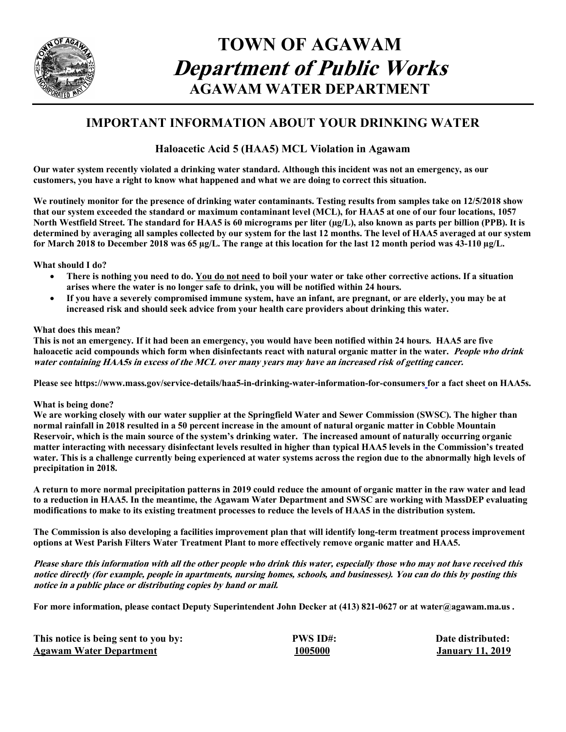# TOWN OF AGAWAM
## *Department of Public Works*
## AGAWAM WATER DEPARTMENT

## IMPORTANT INFORMATION ABOUT YOUR DRINKING WATER

### Haloacetic Acid 5 (HAA5) MCL Violation in Agawam

**Our water system recently violated a drinking water standard. Although this incident was not an emergency, as our customers, you have a right to know what happened and what we are doing to correct this situation.**

**We routinely monitor for the presence of drinking water contaminants. Testing results from samples take on 12/5/2018 show that our system exceeded the standard or maximum contaminant level (MCL), for HAA5 at one of our four locations, 1057 North Westfield Street. The standard for HAA5 is 60 micrograms per liter (µg/L), also known as parts per billion (PPB). It is determined by averaging all samples collected by our system for the last 12 months. The level of HAA5 averaged at our system for March 2018 to December 2018 was 65 µg/L. The range at this location for the last 12 month period was 43-110 µg/L.**

**What should I do?**

- **There is nothing you need to do. <u>You do not need</u> to boil your water or take other corrective actions. If a situation arises where the water is no longer safe to drink, you will be notified within 24 hours.**
- **If you have a severely compromised immune system, have an infant, are pregnant, or are elderly, you may be at increased risk and should seek advice from your health care providers about drinking this water.**

**What does this mean?**

**This is not an emergency. If it had been an emergency, you would have been notified within 24 hours. HAA5 are five haloacetic acid compounds which form when disinfectants react with natural organic matter in the water. *People who drink water containing HAA5s in excess of the MCL over many years may have an increased risk of getting cancer.***

**Please see https://www.mass.gov/service-details/haa5-in-drinking-water-information-for-consumers for a fact sheet on HAA5s.**

**What is being done?**

**We are working closely with our water supplier at the Springfield Water and Sewer Commission (SWSC). The higher than normal rainfall in 2018 resulted in a 50 percent increase in the amount of natural organic matter in Cobble Mountain Reservoir, which is the main source of the system's drinking water. The increased amount of naturally occurring organic matter interacting with necessary disinfectant levels resulted in higher than typical HAA5 levels in the Commission's treated water. This is a challenge currently being experienced at water systems across the region due to the abnormally high levels of precipitation in 2018.**

**A return to more normal precipitation patterns in 2019 could reduce the amount of organic matter in the raw water and lead to a reduction in HAA5. In the meantime, the Agawam Water Department and SWSC are working with MassDEP evaluating modifications to make to its existing treatment processes to reduce the levels of HAA5 in the distribution system.**

**The Commission is also developing a facilities improvement plan that will identify long-term treatment process improvement options at West Parish Filters Water Treatment Plant to more effectively remove organic matter and HAA5.**

***Please share this information with all the other people who drink this water, especially those who may not have received this notice directly (for example, people in apartments, nursing homes, schools, and businesses). You can do this by posting this notice in a public place or distributing copies by hand or mail.***

**For more information, please contact Deputy Superintendent John Decker at (413) 821-0627 or at water@agawam.ma.us .**

| This notice is being sent to you by: | PWS ID#: | Date distributed: |
|---|---|---|
| <u>Agawam Water Department</u> | <u>1005000</u> | <u>January 11, 2019</u> |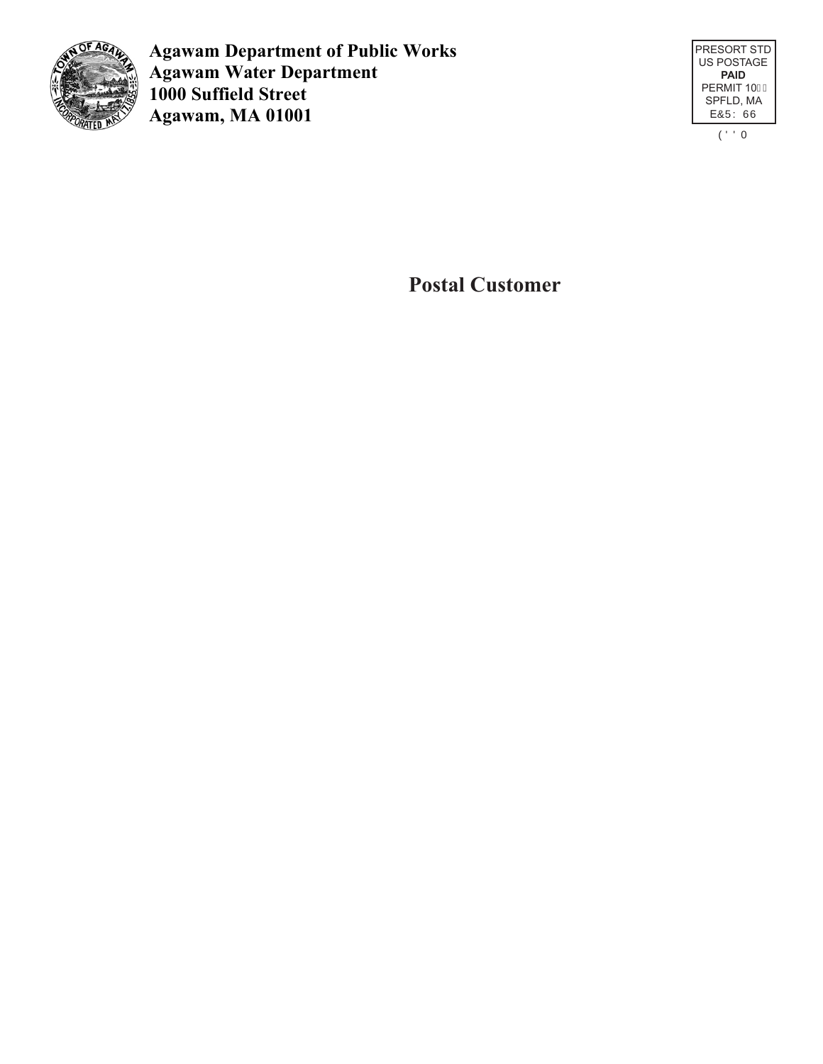**Agawam Department of Public Works**
**Agawam Water Department**
**1000 Suffield Street**
**Agawam, MA 01001**

PRESORT STD
US POSTAGE
**PAID**
PERMIT 10
SPFLD, MA
E&5: 66

( ' ' 0

**Postal Customer**